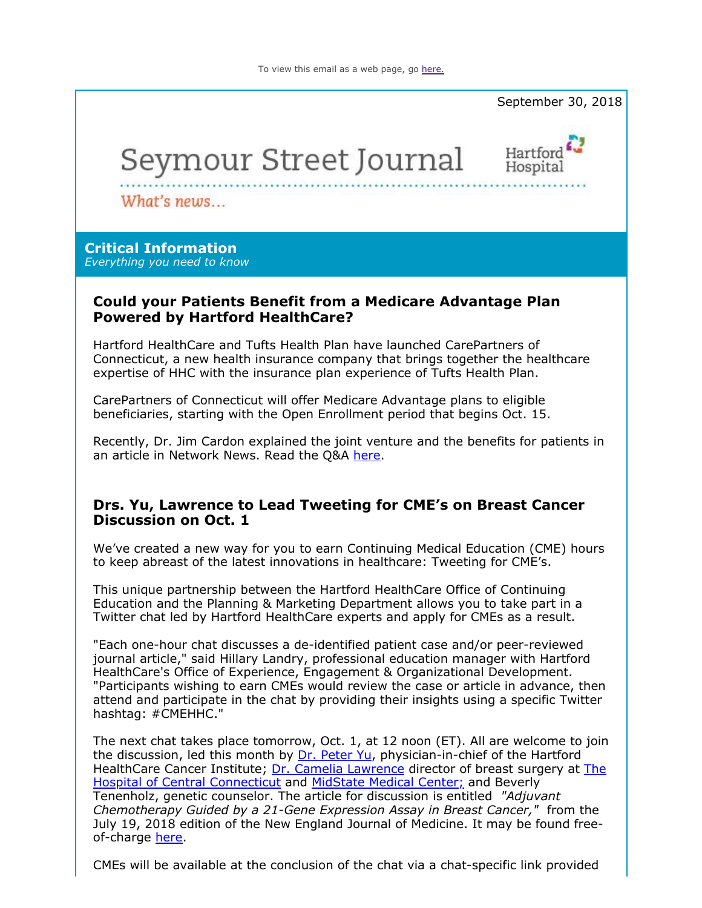To view this email as a web page, go here.

September 30, 2018

# Seymour Street Journal

Hartford Hospital

*What's news...*

## Critical Information

*Everything you need to know*

### Could your Patients Benefit from a Medicare Advantage Plan Powered by Hartford HealthCare?

Hartford HealthCare and Tufts Health Plan have launched CarePartners of Connecticut, a new health insurance company that brings together the healthcare expertise of HHC with the insurance plan experience of Tufts Health Plan.

CarePartners of Connecticut will offer Medicare Advantage plans to eligible beneficiaries, starting with the Open Enrollment period that begins Oct. 15.

Recently, Dr. Jim Cardon explained the joint venture and the benefits for patients in an article in Network News. Read the Q&A here.

### Drs. Yu, Lawrence to Lead Tweeting for CME's on Breast Cancer Discussion on Oct. 1

We've created a new way for you to earn Continuing Medical Education (CME) hours to keep abreast of the latest innovations in healthcare: Tweeting for CME's.

This unique partnership between the Hartford HealthCare Office of Continuing Education and the Planning & Marketing Department allows you to take part in a Twitter chat led by Hartford HealthCare experts and apply for CMEs as a result.

"Each one-hour chat discusses a de-identified patient case and/or peer-reviewed journal article," said Hillary Landry, professional education manager with Hartford HealthCare's Office of Experience, Engagement & Organizational Development. "Participants wishing to earn CMEs would review the case or article in advance, then attend and participate in the chat by providing their insights using a specific Twitter hashtag: #CMEHHC."

The next chat takes place tomorrow, Oct. 1, at 12 noon (ET). All are welcome to join the discussion, led this month by Dr. Peter Yu, physician-in-chief of the Hartford HealthCare Cancer Institute; Dr. Camelia Lawrence director of breast surgery at The Hospital of Central Connecticut and MidState Medical Center; and Beverly Tenenholz, genetic counselor. The article for discussion is entitled *"Adjuvant Chemotherapy Guided by a 21-Gene Expression Assay in Breast Cancer,"* from the July 19, 2018 edition of the New England Journal of Medicine. It may be found free-of-charge here.

CMEs will be available at the conclusion of the chat via a chat-specific link provided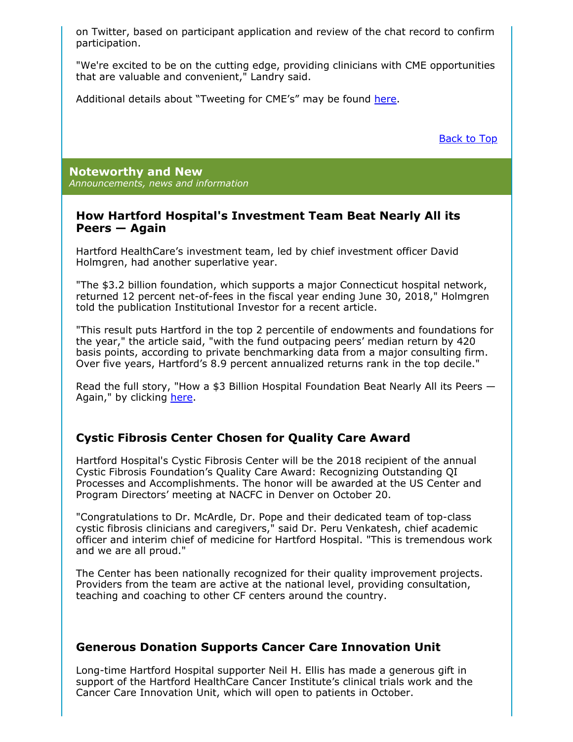on Twitter, based on participant application and review of the chat record to confirm participation.

"We're excited to be on the cutting edge, providing clinicians with CME opportunities that are valuable and convenient," Landry said.

Additional details about “Tweeting for CME’s” may be found here.

Back to Top

## Noteworthy and New

*Announcements, news and information*

### How Hartford Hospital's Investment Team Beat Nearly All its Peers — Again

Hartford HealthCare’s investment team, led by chief investment officer David Holmgren, had another superlative year.

"The $3.2 billion foundation, which supports a major Connecticut hospital network, returned 12 percent net-of-fees in the fiscal year ending June 30, 2018," Holmgren told the publication Institutional Investor for a recent article.

"This result puts Hartford in the top 2 percentile of endowments and foundations for the year," the article said, "with the fund outpacing peers’ median return by 420 basis points, according to private benchmarking data from a major consulting firm. Over five years, Hartford’s 8.9 percent annualized returns rank in the top decile."

Read the full story, "How a $3 Billion Hospital Foundation Beat Nearly All its Peers — Again," by clicking here.

### Cystic Fibrosis Center Chosen for Quality Care Award

Hartford Hospital's Cystic Fibrosis Center will be the 2018 recipient of the annual Cystic Fibrosis Foundation’s Quality Care Award: Recognizing Outstanding QI Processes and Accomplishments. The honor will be awarded at the US Center and Program Directors’ meeting at NACFC in Denver on October 20.

"Congratulations to Dr. McArdle, Dr. Pope and their dedicated team of top-class cystic fibrosis clinicians and caregivers," said Dr. Peru Venkatesh, chief academic officer and interim chief of medicine for Hartford Hospital. "This is tremendous work and we are all proud."

The Center has been nationally recognized for their quality improvement projects. Providers from the team are active at the national level, providing consultation, teaching and coaching to other CF centers around the country.

### Generous Donation Supports Cancer Care Innovation Unit

Long-time Hartford Hospital supporter Neil H. Ellis has made a generous gift in support of the Hartford HealthCare Cancer Institute’s clinical trials work and the Cancer Care Innovation Unit, which will open to patients in October.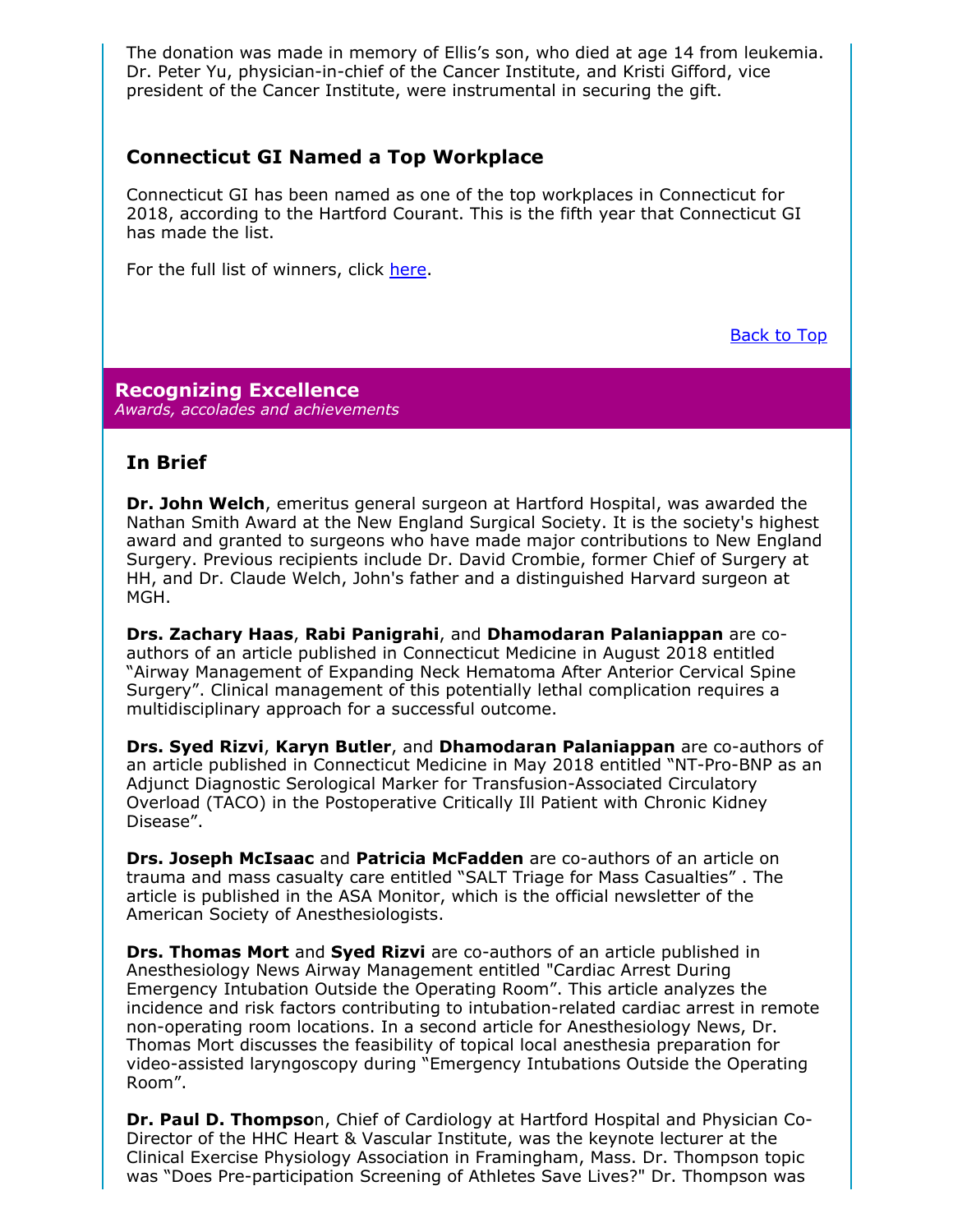The donation was made in memory of Ellis's son, who died at age 14 from leukemia. Dr. Peter Yu, physician-in-chief of the Cancer Institute, and Kristi Gifford, vice president of the Cancer Institute, were instrumental in securing the gift.

### Connecticut GI Named a Top Workplace

Connecticut GI has been named as one of the top workplaces in Connecticut for 2018, according to the Hartford Courant. This is the fifth year that Connecticut GI has made the list.

For the full list of winners, click here.

Back to Top

## Recognizing Excellence

*Awards, accolades and achievements*

### In Brief

**Dr. John Welch**, emeritus general surgeon at Hartford Hospital, was awarded the Nathan Smith Award at the New England Surgical Society. It is the society's highest award and granted to surgeons who have made major contributions to New England Surgery. Previous recipients include Dr. David Crombie, former Chief of Surgery at HH, and Dr. Claude Welch, John's father and a distinguished Harvard surgeon at MGH.

**Drs. Zachary Haas**, **Rabi Panigrahi**, and **Dhamodaran Palaniappan** are co-authors of an article published in Connecticut Medicine in August 2018 entitled "Airway Management of Expanding Neck Hematoma After Anterior Cervical Spine Surgery". Clinical management of this potentially lethal complication requires a multidisciplinary approach for a successful outcome.

**Drs. Syed Rizvi**, **Karyn Butler**, and **Dhamodaran Palaniappan** are co-authors of an article published in Connecticut Medicine in May 2018 entitled "NT-Pro-BNP as an Adjunct Diagnostic Serological Marker for Transfusion-Associated Circulatory Overload (TACO) in the Postoperative Critically Ill Patient with Chronic Kidney Disease".

**Drs. Joseph McIsaac** and **Patricia McFadden** are co-authors of an article on trauma and mass casualty care entitled "SALT Triage for Mass Casualties" . The article is published in the ASA Monitor, which is the official newsletter of the American Society of Anesthesiologists.

**Drs. Thomas Mort** and **Syed Rizvi** are co-authors of an article published in Anesthesiology News Airway Management entitled "Cardiac Arrest During Emergency Intubation Outside the Operating Room". This article analyzes the incidence and risk factors contributing to intubation-related cardiac arrest in remote non-operating room locations. In a second article for Anesthesiology News, Dr. Thomas Mort discusses the feasibility of topical local anesthesia preparation for video-assisted laryngoscopy during "Emergency Intubations Outside the Operating Room".

**Dr. Paul D. Thompson**, Chief of Cardiology at Hartford Hospital and Physician Co-Director of the HHC Heart & Vascular Institute, was the keynote lecturer at the Clinical Exercise Physiology Association in Framingham, Mass. Dr. Thompson topic was "Does Pre-participation Screening of Athletes Save Lives?" Dr. Thompson was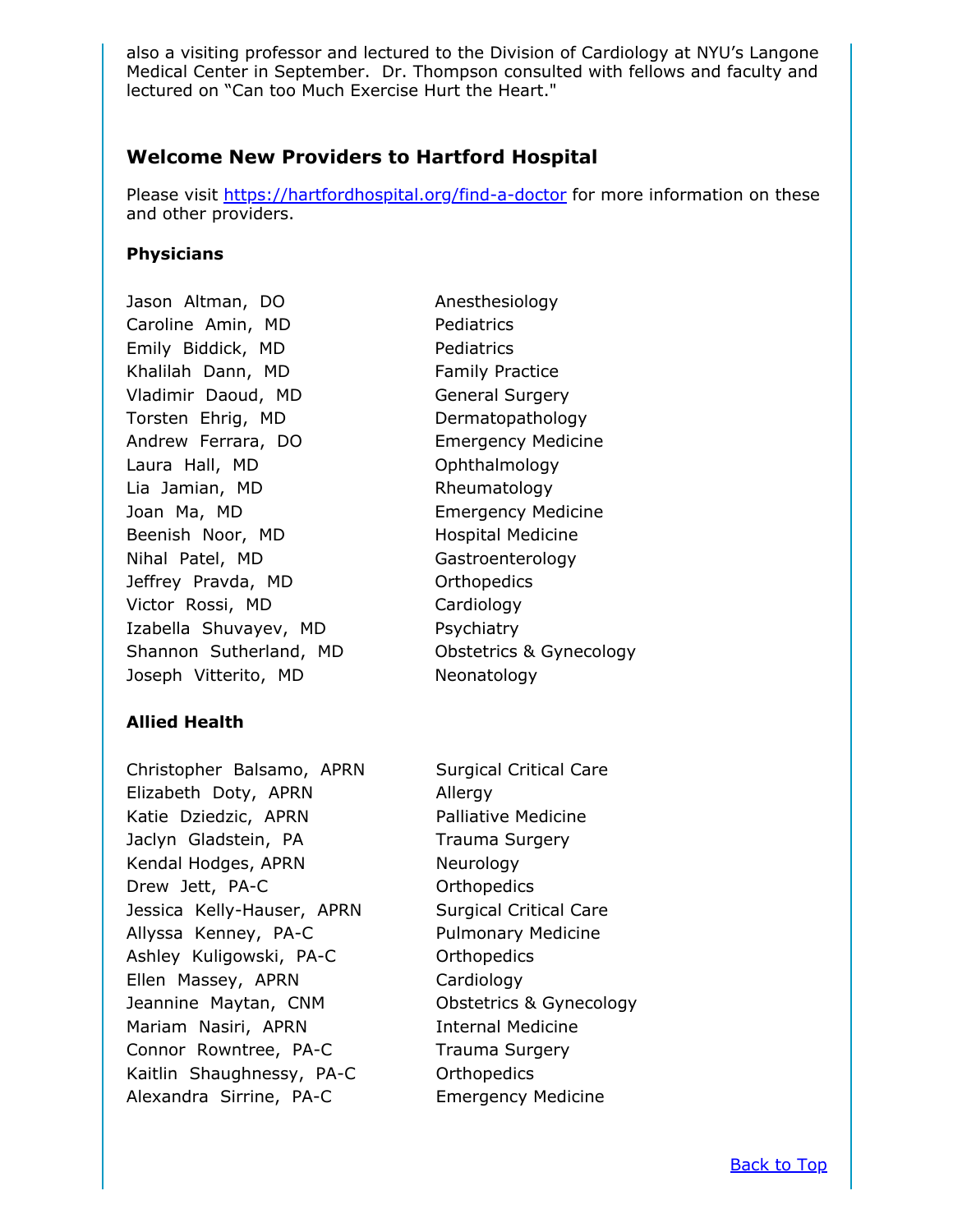also a visiting professor and lectured to the Division of Cardiology at NYU's Langone Medical Center in September.  Dr. Thompson consulted with fellows and faculty and lectured on "Can too Much Exercise Hurt the Heart."

## Welcome New Providers to Hartford Hospital

Please visit https://hartfordhospital.org/find-a-doctor for more information on these and other providers.

**Physicians**

| | |
|---|---|
| Jason Altman, DO | Anesthesiology |
| Caroline Amin, MD | Pediatrics |
| Emily Biddick, MD | Pediatrics |
| Khalilah Dann, MD | Family Practice |
| Vladimir Daoud, MD | General Surgery |
| Torsten Ehrig, MD | Dermatopathology |
| Andrew Ferrara, DO | Emergency Medicine |
| Laura Hall, MD | Ophthalmology |
| Lia Jamian, MD | Rheumatology |
| Joan Ma, MD | Emergency Medicine |
| Beenish Noor, MD | Hospital Medicine |
| Nihal Patel, MD | Gastroenterology |
| Jeffrey Pravda, MD | Orthopedics |
| Victor Rossi, MD | Cardiology |
| Izabella Shuvayev, MD | Psychiatry |
| Shannon Sutherland, MD | Obstetrics & Gynecology |
| Joseph Vitterito, MD | Neonatology |

**Allied Health**

| | |
|---|---|
| Christopher Balsamo, APRN | Surgical Critical Care |
| Elizabeth Doty, APRN | Allergy |
| Katie Dziedzic, APRN | Palliative Medicine |
| Jaclyn Gladstein, PA | Trauma Surgery |
| Kendal Hodges, APRN | Neurology |
| Drew Jett, PA-C | Orthopedics |
| Jessica Kelly-Hauser, APRN | Surgical Critical Care |
| Allyssa Kenney, PA-C | Pulmonary Medicine |
| Ashley Kuligowski, PA-C | Orthopedics |
| Ellen Massey, APRN | Cardiology |
| Jeannine Maytan, CNM | Obstetrics & Gynecology |
| Mariam Nasiri, APRN | Internal Medicine |
| Connor Rowntree, PA-C | Trauma Surgery |
| Kaitlin Shaughnessy, PA-C | Orthopedics |
| Alexandra Sirrine, PA-C | Emergency Medicine |

Back to Top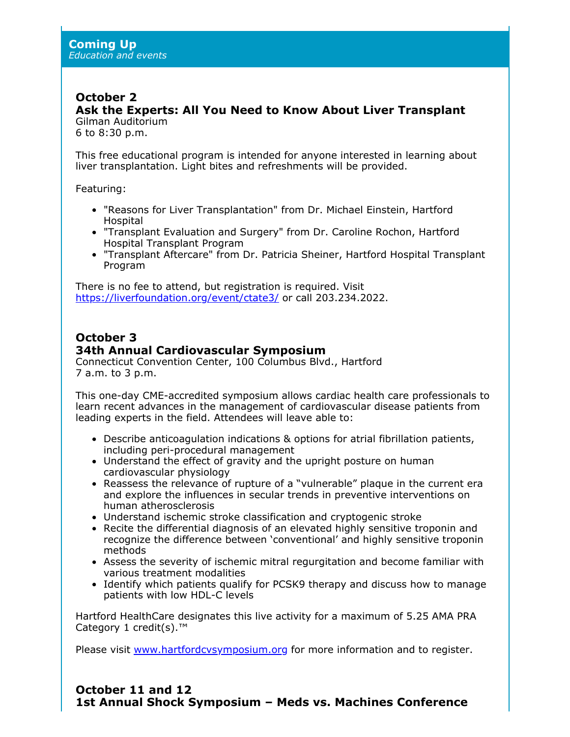## Coming Up
*Education and events*

### October 2
### Ask the Experts: All You Need to Know About Liver Transplant
Gilman Auditorium
6 to 8:30 p.m.

This free educational program is intended for anyone interested in learning about liver transplantation. Light bites and refreshments will be provided.

Featuring:

- "Reasons for Liver Transplantation" from Dr. Michael Einstein, Hartford Hospital
- "Transplant Evaluation and Surgery" from Dr. Caroline Rochon, Hartford Hospital Transplant Program
- "Transplant Aftercare" from Dr. Patricia Sheiner, Hartford Hospital Transplant Program

There is no fee to attend, but registration is required. Visit https://liverfoundation.org/event/ctate3/ or call 203.234.2022.

### October 3
### 34th Annual Cardiovascular Symposium
Connecticut Convention Center, 100 Columbus Blvd., Hartford
7 a.m. to 3 p.m.

This one-day CME-accredited symposium allows cardiac health care professionals to learn recent advances in the management of cardiovascular disease patients from leading experts in the field. Attendees will leave able to:

- Describe anticoagulation indications & options for atrial fibrillation patients, including peri-procedural management
- Understand the effect of gravity and the upright posture on human cardiovascular physiology
- Reassess the relevance of rupture of a "vulnerable" plaque in the current era and explore the influences in secular trends in preventive interventions on human atherosclerosis
- Understand ischemic stroke classification and cryptogenic stroke
- Recite the differential diagnosis of an elevated highly sensitive troponin and recognize the difference between 'conventional' and highly sensitive troponin methods
- Assess the severity of ischemic mitral regurgitation and become familiar with various treatment modalities
- Identify which patients qualify for PCSK9 therapy and discuss how to manage patients with low HDL-C levels

Hartford HealthCare designates this live activity for a maximum of 5.25 AMA PRA Category 1 credit(s).™

Please visit www.hartfordcvsymposium.org for more information and to register.

### October 11 and 12
### 1st Annual Shock Symposium – Meds vs. Machines Conference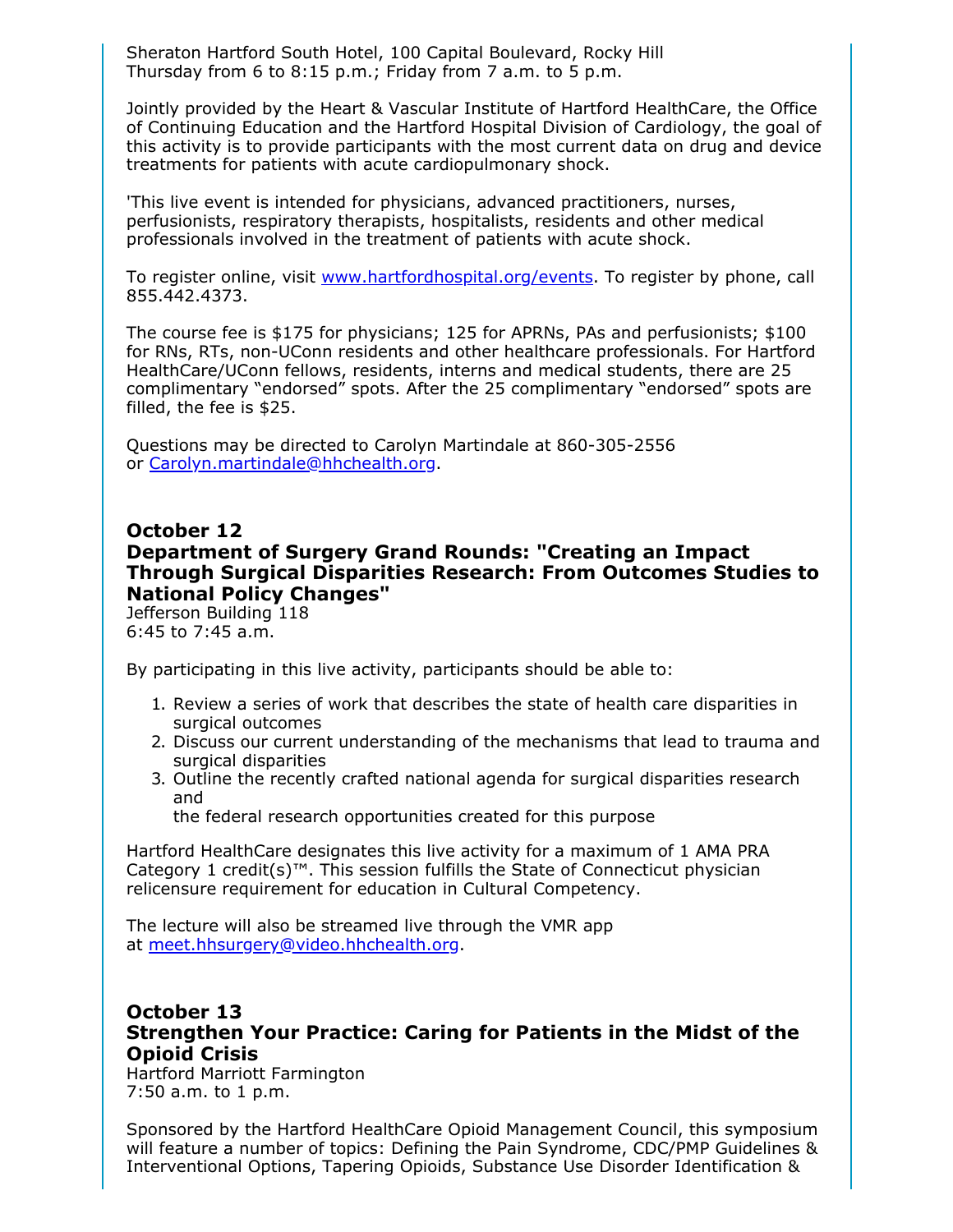Sheraton Hartford South Hotel, 100 Capital Boulevard, Rocky Hill
Thursday from 6 to 8:15 p.m.; Friday from 7 a.m. to 5 p.m.

Jointly provided by the Heart & Vascular Institute of Hartford HealthCare, the Office of Continuing Education and the Hartford Hospital Division of Cardiology, the goal of this activity is to provide participants with the most current data on drug and device treatments for patients with acute cardiopulmonary shock.

'This live event is intended for physicians, advanced practitioners, nurses, perfusionists, respiratory therapists, hospitalists, residents and other medical professionals involved in the treatment of patients with acute shock.

To register online, visit [www.hartfordhospital.org/events](www.hartfordhospital.org/events). To register by phone, call 855.442.4373.

The course fee is $175 for physicians; 125 for APRNs, PAs and perfusionists; $100 for RNs, RTs, non-UConn residents and other healthcare professionals. For Hartford HealthCare/UConn fellows, residents, interns and medical students, there are 25 complimentary “endorsed” spots. After the 25 complimentary “endorsed” spots are filled, the fee is $25.

Questions may be directed to Carolyn Martindale at 860-305-2556 or [Carolyn.martindale@hhchealth.org](mailto:Carolyn.martindale@hhchealth.org).

### October 12
### Department of Surgery Grand Rounds: "Creating an Impact Through Surgical Disparities Research: From Outcomes Studies to National Policy Changes"

Jefferson Building 118
6:45 to 7:45 a.m.

By participating in this live activity, participants should be able to:

1. Review a series of work that describes the state of health care disparities in surgical outcomes
2. Discuss our current understanding of the mechanisms that lead to trauma and surgical disparities
3. Outline the recently crafted national agenda for surgical disparities research and
   the federal research opportunities created for this purpose

Hartford HealthCare designates this live activity for a maximum of 1 AMA PRA Category 1 credit(s)™. This session fulfills the State of Connecticut physician relicensure requirement for education in Cultural Competency.

The lecture will also be streamed live through the VMR app at [meet.hhsurgery@video.hhchealth.org](mailto:meet.hhsurgery@video.hhchealth.org).

### October 13
### Strengthen Your Practice: Caring for Patients in the Midst of the Opioid Crisis

Hartford Marriott Farmington
7:50 a.m. to 1 p.m.

Sponsored by the Hartford HealthCare Opioid Management Council, this symposium will feature a number of topics: Defining the Pain Syndrome, CDC/PMP Guidelines & Interventional Options, Tapering Opioids, Substance Use Disorder Identification &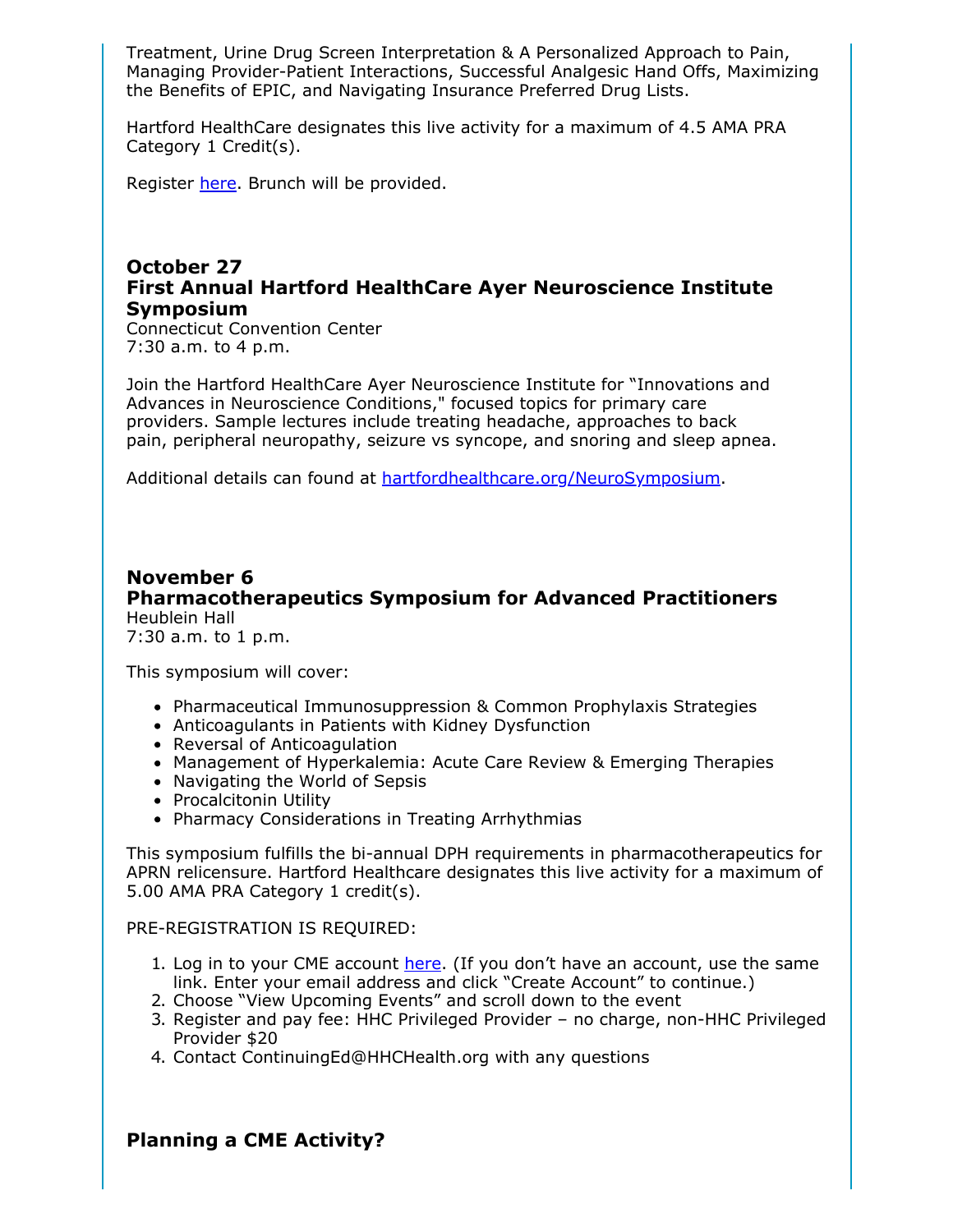Treatment, Urine Drug Screen Interpretation & A Personalized Approach to Pain, Managing Provider-Patient Interactions, Successful Analgesic Hand Offs, Maximizing the Benefits of EPIC, and Navigating Insurance Preferred Drug Lists.

Hartford HealthCare designates this live activity for a maximum of 4.5 AMA PRA Category 1 Credit(s).

Register here. Brunch will be provided.

### October 27
### First Annual Hartford HealthCare Ayer Neuroscience Institute Symposium

Connecticut Convention Center
7:30 a.m. to 4 p.m.

Join the Hartford HealthCare Ayer Neuroscience Institute for "Innovations and Advances in Neuroscience Conditions," focused topics for primary care providers. Sample lectures include treating headache, approaches to back pain, peripheral neuropathy, seizure vs syncope, and snoring and sleep apnea.

Additional details can found at hartfordhealthcare.org/NeuroSymposium.

### November 6
### Pharmacotherapeutics Symposium for Advanced Practitioners

Heublein Hall
7:30 a.m. to 1 p.m.

This symposium will cover:

- Pharmaceutical Immunosuppression & Common Prophylaxis Strategies
- Anticoagulants in Patients with Kidney Dysfunction
- Reversal of Anticoagulation
- Management of Hyperkalemia: Acute Care Review & Emerging Therapies
- Navigating the World of Sepsis
- Procalcitonin Utility
- Pharmacy Considerations in Treating Arrhythmias

This symposium fulfills the bi-annual DPH requirements in pharmacotherapeutics for APRN relicensure. Hartford Healthcare designates this live activity for a maximum of 5.00 AMA PRA Category 1 credit(s).

PRE-REGISTRATION IS REQUIRED:

1. Log in to your CME account here. (If you don't have an account, use the same link. Enter your email address and click "Create Account" to continue.)
2. Choose "View Upcoming Events" and scroll down to the event
3. Register and pay fee: HHC Privileged Provider – no charge, non-HHC Privileged Provider $20
4. Contact ContinuingEd@HHCHealth.org with any questions

### Planning a CME Activity?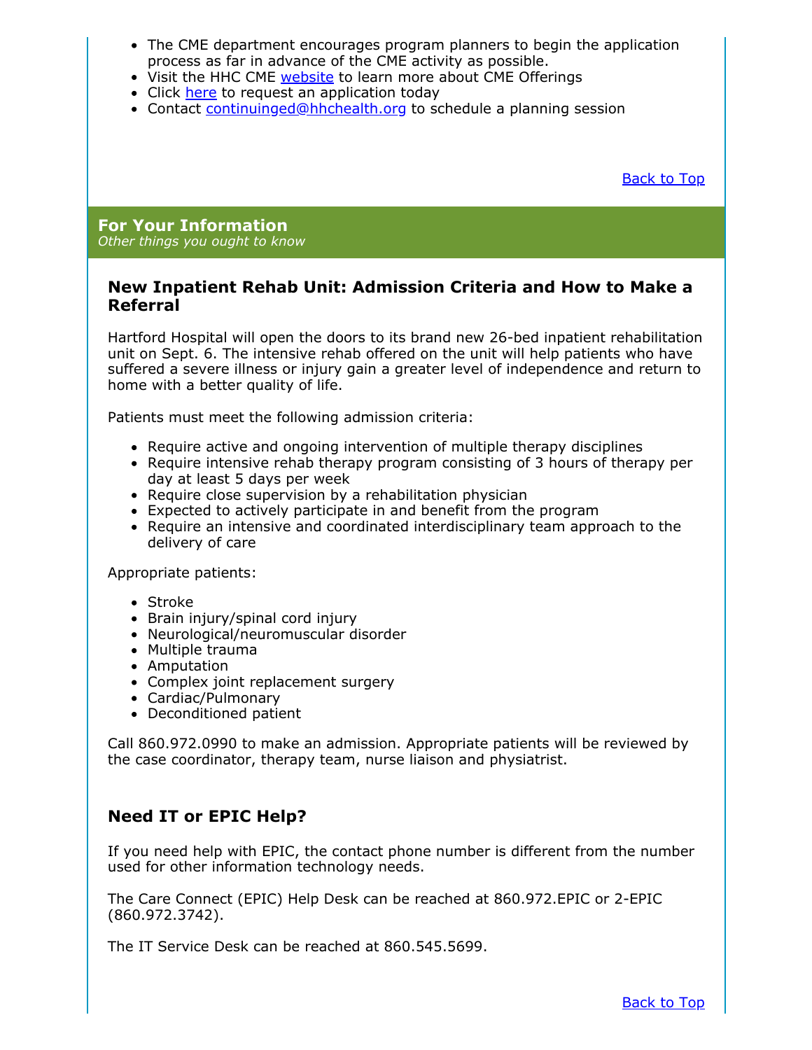- The CME department encourages program planners to begin the application process as far in advance of the CME activity as possible.
- Visit the HHC CME website to learn more about CME Offerings
- Click here to request an application today
- Contact continuinged@hhchealth.org to schedule a planning session

Back to Top

## For Your Information

*Other things you ought to know*

### New Inpatient Rehab Unit: Admission Criteria and How to Make a Referral

Hartford Hospital will open the doors to its brand new 26-bed inpatient rehabilitation unit on Sept. 6. The intensive rehab offered on the unit will help patients who have suffered a severe illness or injury gain a greater level of independence and return to home with a better quality of life.

Patients must meet the following admission criteria:

- Require active and ongoing intervention of multiple therapy disciplines
- Require intensive rehab therapy program consisting of 3 hours of therapy per day at least 5 days per week
- Require close supervision by a rehabilitation physician
- Expected to actively participate in and benefit from the program
- Require an intensive and coordinated interdisciplinary team approach to the delivery of care

Appropriate patients:

- Stroke
- Brain injury/spinal cord injury
- Neurological/neuromuscular disorder
- Multiple trauma
- Amputation
- Complex joint replacement surgery
- Cardiac/Pulmonary
- Deconditioned patient

Call 860.972.0990 to make an admission. Appropriate patients will be reviewed by the case coordinator, therapy team, nurse liaison and physiatrist.

### Need IT or EPIC Help?

If you need help with EPIC, the contact phone number is different from the number used for other information technology needs.

The Care Connect (EPIC) Help Desk can be reached at 860.972.EPIC or 2-EPIC (860.972.3742).

The IT Service Desk can be reached at 860.545.5699.

Back to Top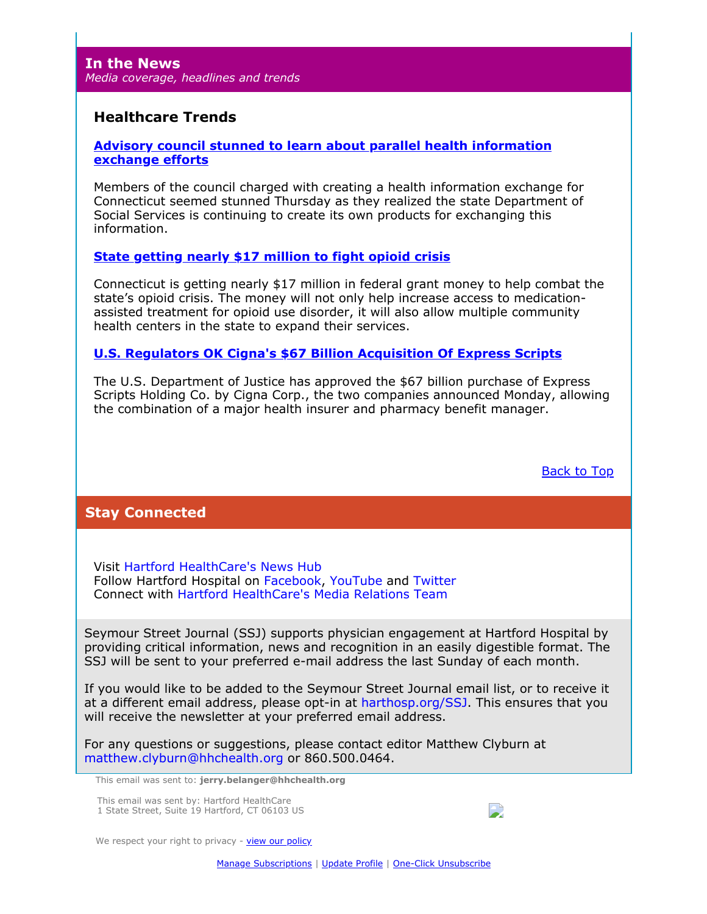## In the News

*Media coverage, headlines and trends*

### Healthcare Trends

**Advisory council stunned to learn about parallel health information exchange efforts**

Members of the council charged with creating a health information exchange for Connecticut seemed stunned Thursday as they realized the state Department of Social Services is continuing to create its own products for exchanging this information.

**State getting nearly $17 million to fight opioid crisis**

Connecticut is getting nearly $17 million in federal grant money to help combat the state's opioid crisis. The money will not only help increase access to medication-assisted treatment for opioid use disorder, it will also allow multiple community health centers in the state to expand their services.

**U.S. Regulators OK Cigna's $67 Billion Acquisition Of Express Scripts**

The U.S. Department of Justice has approved the $67 billion purchase of Express Scripts Holding Co. by Cigna Corp., the two companies announced Monday, allowing the combination of a major health insurer and pharmacy benefit manager.

Back to Top

## Stay Connected

Visit Hartford HealthCare's News Hub
Follow Hartford Hospital on Facebook, YouTube and Twitter
Connect with Hartford HealthCare's Media Relations Team

Seymour Street Journal (SSJ) supports physician engagement at Hartford Hospital by providing critical information, news and recognition in an easily digestible format. The SSJ will be sent to your preferred e-mail address the last Sunday of each month.

If you would like to be added to the Seymour Street Journal email list, or to receive it at a different email address, please opt-in at harthosp.org/SSJ. This ensures that you will receive the newsletter at your preferred email address.

For any questions or suggestions, please contact editor Matthew Clyburn at matthew.clyburn@hhchealth.org or 860.500.0464.

This email was sent to: **jerry.belanger@hhchealth.org**

This email was sent by: Hartford HealthCare
1 State Street, Suite 19 Hartford, CT 06103 US

We respect your right to privacy - view our policy

Manage Subscriptions | Update Profile | One-Click Unsubscribe